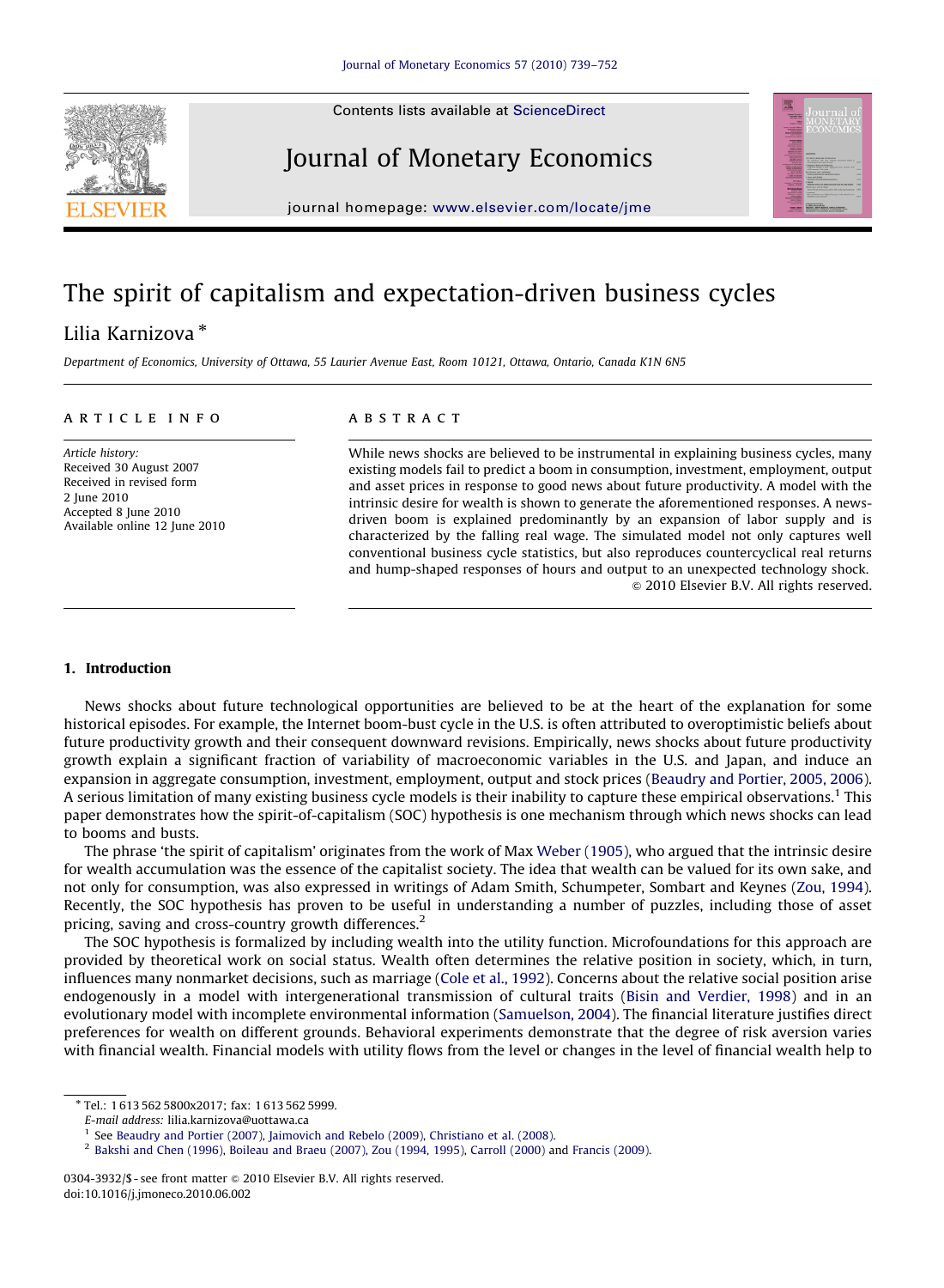Contents lists available at ScienceDirect

# Journal of Monetary Economics

journal homepage: www.elsevier.com/locate/jme

# The spirit of capitalism and expectation-driven business cycles

Lilia Karnizova [*]

*Department of Economics, University of Ottawa, 55 Laurier Avenue East, Room 10121, Ottawa, Ontario, Canada K1N 6N5*

## ARTICLE INFO

*Article history:*
Received 30 August 2007
Received in revised form 2 June 2010
Accepted 8 June 2010
Available online 12 June 2010

## ABSTRACT

While news shocks are believed to be instrumental in explaining business cycles, many existing models fail to predict a boom in consumption, investment, employment, output and asset prices in response to good news about future productivity. A model with the intrinsic desire for wealth is shown to generate the aforementioned responses. A news-driven boom is explained predominantly by an expansion of labor supply and is characterized by the falling real wage. The simulated model not only captures well conventional business cycle statistics, but also reproduces countercyclical real returns and hump-shaped responses of hours and output to an unexpected technology shock.

© 2010 Elsevier B.V. All rights reserved.

## 1. Introduction

News shocks about future technological opportunities are believed to be at the heart of the explanation for some historical episodes. For example, the Internet boom-bust cycle in the U.S. is often attributed to overoptimistic beliefs about future productivity growth and their consequent downward revisions. Empirically, news shocks about future productivity growth explain a significant fraction of variability of macroeconomic variables in the U.S. and Japan, and induce an expansion in aggregate consumption, investment, employment, output and stock prices (Beaudry and Portier, 2005, 2006). A serious limitation of many existing business cycle models is their inability to capture these empirical observations.[1] This paper demonstrates how the spirit-of-capitalism (SOC) hypothesis is one mechanism through which news shocks can lead to booms and busts.

The phrase 'the spirit of capitalism' originates from the work of Max Weber (1905), who argued that the intrinsic desire for wealth accumulation was the essence of the capitalist society. The idea that wealth can be valued for its own sake, and not only for consumption, was also expressed in writings of Adam Smith, Schumpeter, Sombart and Keynes (Zou, 1994). Recently, the SOC hypothesis has proven to be useful in understanding a number of puzzles, including those of asset pricing, saving and cross-country growth differences.[2]

The SOC hypothesis is formalized by including wealth into the utility function. Microfoundations for this approach are provided by theoretical work on social status. Wealth often determines the relative position in society, which, in turn, influences many nonmarket decisions, such as marriage (Cole et al., 1992). Concerns about the relative social position arise endogenously in a model with intergenerational transmission of cultural traits (Bisin and Verdier, 1998) and in an evolutionary model with incomplete environmental information (Samuelson, 2004). The financial literature justifies direct preferences for wealth on different grounds. Behavioral experiments demonstrate that the degree of risk aversion varies with financial wealth. Financial models with utility flows from the level or changes in the level of financial wealth help to

---

[*] Tel.: 1 613 562 5800x2017; fax: 1 613 562 5999.
*E-mail address:* lilia.karnizova@uottawa.ca

[1] See Beaudry and Portier (2007), Jaimovich and Rebelo (2009), Christiano et al. (2008).

[2] Bakshi and Chen (1996), Boileau and Braeu (2007), Zou (1994, 1995), Carroll (2000) and Francis (2009).

0304-3932/$ - see front matter © 2010 Elsevier B.V. All rights reserved.
doi:10.1016/j.jmoneco.2010.06.002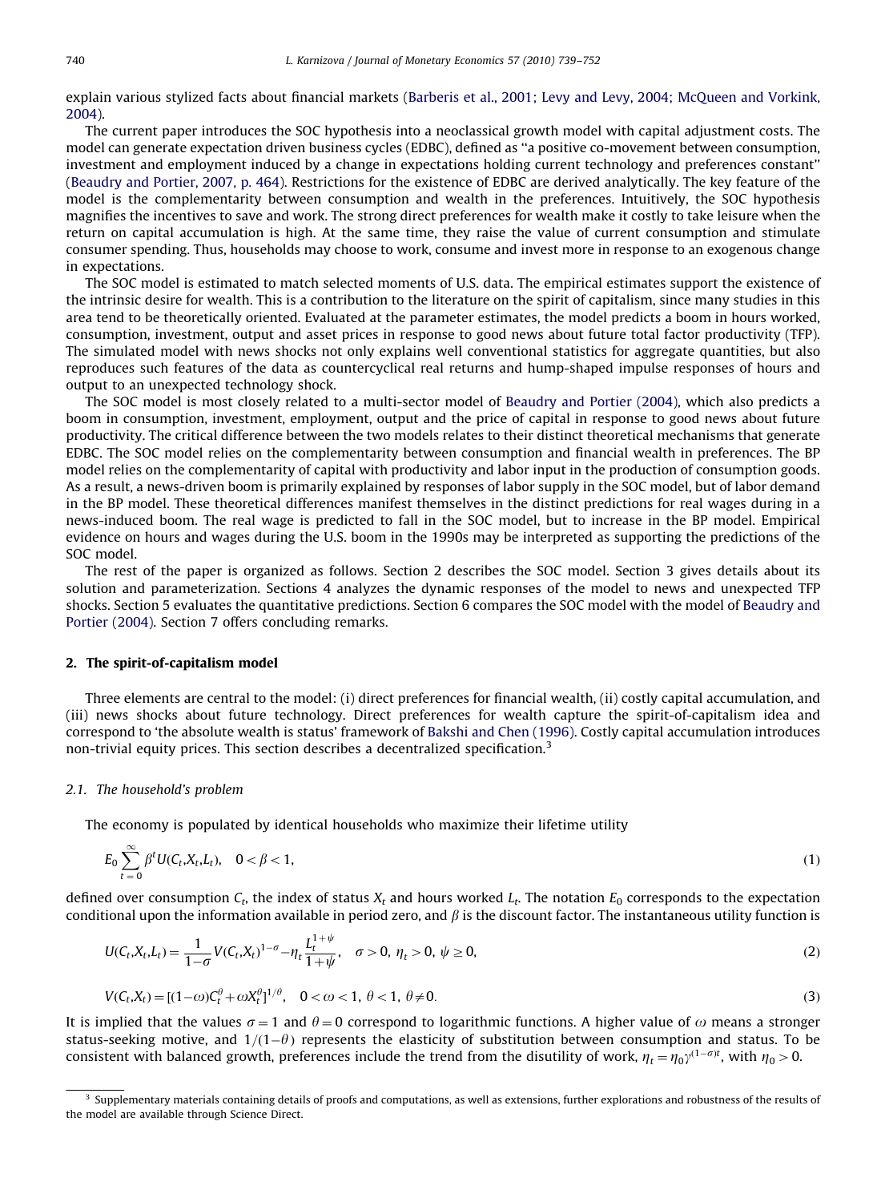explain various stylized facts about financial markets (Barberis et al., 2001; Levy and Levy, 2004; McQueen and Vorkink, 2004).

The current paper introduces the SOC hypothesis into a neoclassical growth model with capital adjustment costs. The model can generate expectation driven business cycles (EDBC), defined as "a positive co-movement between consumption, investment and employment induced by a change in expectations holding current technology and preferences constant" (Beaudry and Portier, 2007, p. 464). Restrictions for the existence of EDBC are derived analytically. The key feature of the model is the complementarity between consumption and wealth in the preferences. Intuitively, the SOC hypothesis magnifies the incentives to save and work. The strong direct preferences for wealth make it costly to take leisure when the return on capital accumulation is high. At the same time, they raise the value of current consumption and stimulate consumer spending. Thus, households may choose to work, consume and invest more in response to an exogenous change in expectations.

The SOC model is estimated to match selected moments of U.S. data. The empirical estimates support the existence of the intrinsic desire for wealth. This is a contribution to the literature on the spirit of capitalism, since many studies in this area tend to be theoretically oriented. Evaluated at the parameter estimates, the model predicts a boom in hours worked, consumption, investment, output and asset prices in response to good news about future total factor productivity (TFP). The simulated model with news shocks not only explains well conventional statistics for aggregate quantities, but also reproduces such features of the data as countercyclical real returns and hump-shaped impulse responses of hours and output to an unexpected technology shock.

The SOC model is most closely related to a multi-sector model of Beaudry and Portier (2004), which also predicts a boom in consumption, investment, employment, output and the price of capital in response to good news about future productivity. The critical difference between the two models relates to their distinct theoretical mechanisms that generate EDBC. The SOC model relies on the complementarity between consumption and financial wealth in preferences. The BP model relies on the complementarity of capital with productivity and labor input in the production of consumption goods. As a result, a news-driven boom is primarily explained by responses of labor supply in the SOC model, but of labor demand in the BP model. These theoretical differences manifest themselves in the distinct predictions for real wages during in a news-induced boom. The real wage is predicted to fall in the SOC model, but to increase in the BP model. Empirical evidence on hours and wages during the U.S. boom in the 1990s may be interpreted as supporting the predictions of the SOC model.

The rest of the paper is organized as follows. Section 2 describes the SOC model. Section 3 gives details about its solution and parameterization. Sections 4 analyzes the dynamic responses of the model to news and unexpected TFP shocks. Section 5 evaluates the quantitative predictions. Section 6 compares the SOC model with the model of Beaudry and Portier (2004). Section 7 offers concluding remarks.

## 2. The spirit-of-capitalism model

Three elements are central to the model: (i) direct preferences for financial wealth, (ii) costly capital accumulation, and (iii) news shocks about future technology. Direct preferences for wealth capture the spirit-of-capitalism idea and correspond to 'the absolute wealth is status' framework of Bakshi and Chen (1996). Costly capital accumulation introduces non-trivial equity prices. This section describes a decentralized specification.[3]

### 2.1. The household's problem

The economy is populated by identical households who maximize their lifetime utility

$$E_0 \sum_{t=0}^{\infty} \beta^t U(C_t, X_t, L_t), \quad 0<\beta<1, \tag{1}$$

defined over consumption $C_t$, the index of status $X_t$ and hours worked $L_t$. The notation $E_0$ corresponds to the expectation conditional upon the information available in period zero, and $\beta$ is the discount factor. The instantaneous utility function is

$$U(C_t, X_t, L_t) = \frac{1}{1-\sigma} V(C_t, X_t)^{1-\sigma} - \eta_t \frac{L_t^{1+\psi}}{1+\psi}, \quad \sigma>0,\ \eta_t>0,\ \psi \geq 0, \tag{2}$$

$$V(C_t, X_t) = [(1-\omega)C_t^{\theta} + \omega X_t^{\theta}]^{1/\theta}, \quad 0<\omega<1,\ \theta<1,\ \theta \neq 0. \tag{3}$$

It is implied that the values $\sigma=1$ and $\theta=0$ correspond to logarithmic functions. A higher value of $\omega$ means a stronger status-seeking motive, and $1/(1-\theta)$ represents the elasticity of substitution between consumption and status. To be consistent with balanced growth, preferences include the trend from the disutility of work, $\eta_t = \eta_0 \gamma^{(1-\sigma)t}$, with $\eta_0 > 0$.

[3] Supplementary materials containing details of proofs and computations, as well as extensions, further explorations and robustness of the results of the model are available through Science Direct.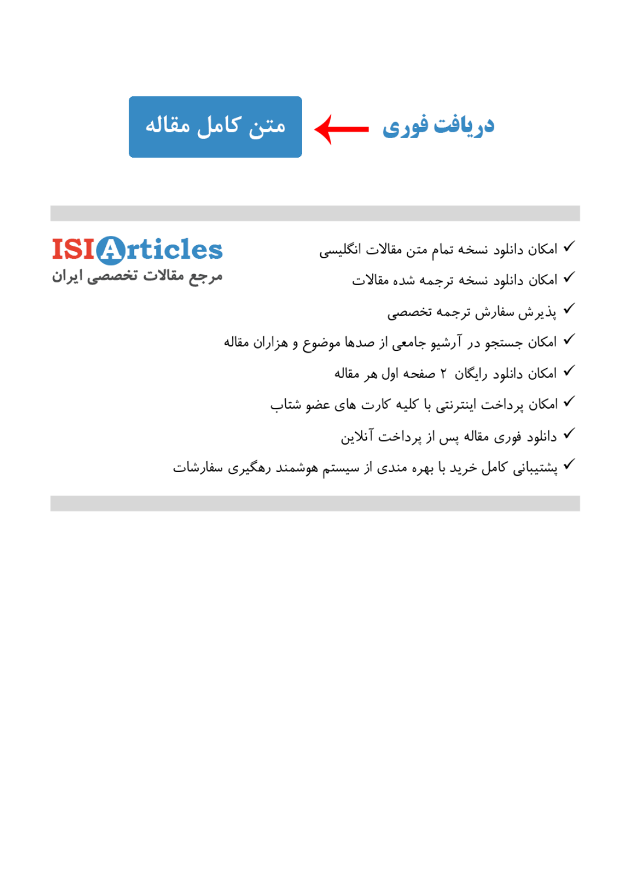دریافت فوری ← **متن کامل مقاله**

**ISIArticles**
مرجع مقالات تخصصی ایران

- ✓ امکان دانلود نسخه تمام متن مقالات انگلیسی
- ✓ امکان دانلود نسخه ترجمه شده مقالات
- ✓ پذیرش سفارش ترجمه تخصصی
- ✓ امکان جستجو در آرشیو جامعی از صدها موضوع و هزاران مقاله
- ✓ امکان دانلود رایگان ۲ صفحه اول هر مقاله
- ✓ امکان پرداخت اینترنتی با کلیه کارت های عضو شتاب
- ✓ دانلود فوری مقاله پس از پرداخت آنلاین
- ✓ پشتیبانی کامل خرید با بهره مندی از سیستم هوشمند رهگیری سفارشات